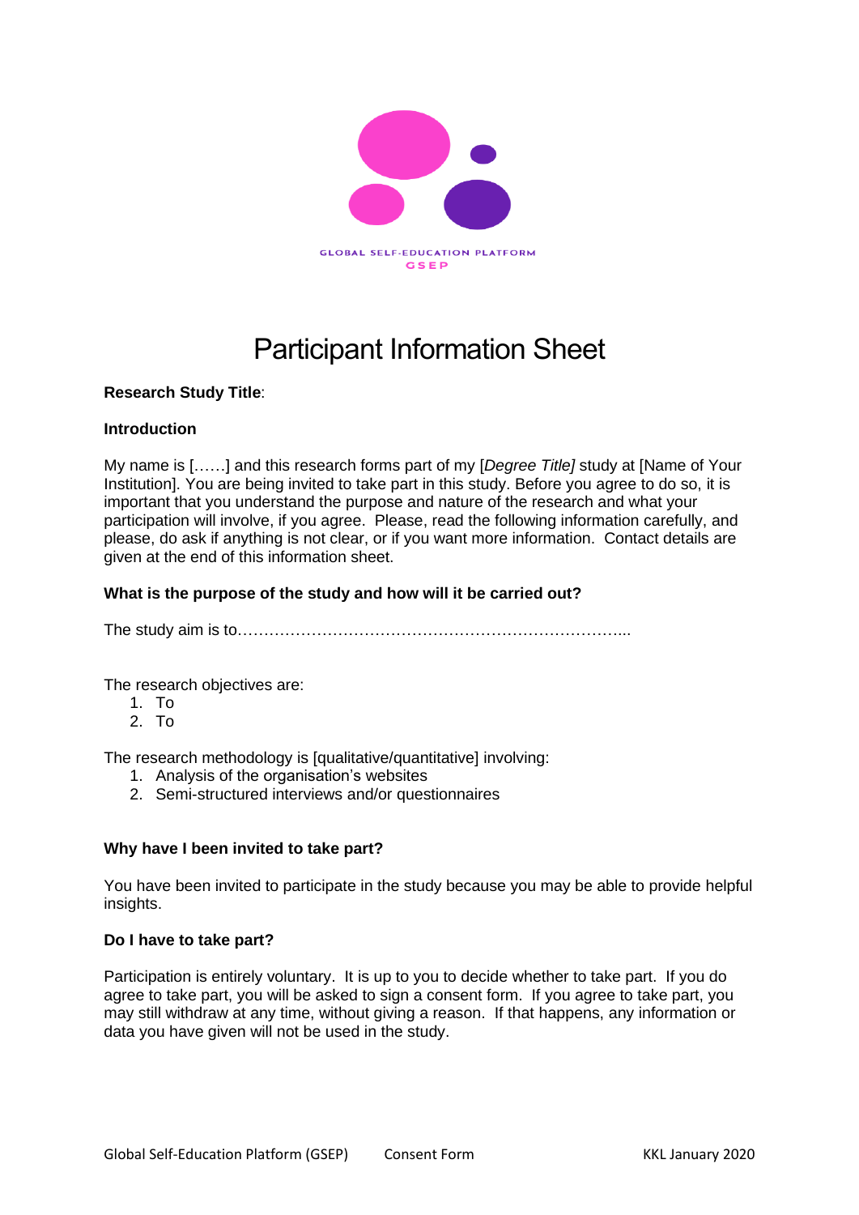GLOBAL SELF-EDUCATION PLATFORM
GSEP

# Participant Information Sheet

**Research Study Title**:

**Introduction**

My name is [……] and this research forms part of my [*Degree Title]* study at [Name of Your Institution]. You are being invited to take part in this study. Before you agree to do so, it is important that you understand the purpose and nature of the research and what your participation will involve, if you agree. Please, read the following information carefully, and please, do ask if anything is not clear, or if you want more information. Contact details are given at the end of this information sheet.

**What is the purpose of the study and how will it be carried out?**

The study aim is to………………………………………………………………...

The research objectives are:
1. To
2. To

The research methodology is [qualitative/quantitative] involving:
1. Analysis of the organisation's websites
2. Semi-structured interviews and/or questionnaires

**Why have I been invited to take part?**

You have been invited to participate in the study because you may be able to provide helpful insights.

**Do I have to take part?**

Participation is entirely voluntary. It is up to you to decide whether to take part. If you do agree to take part, you will be asked to sign a consent form. If you agree to take part, you may still withdraw at any time, without giving a reason. If that happens, any information or data you have given will not be used in the study.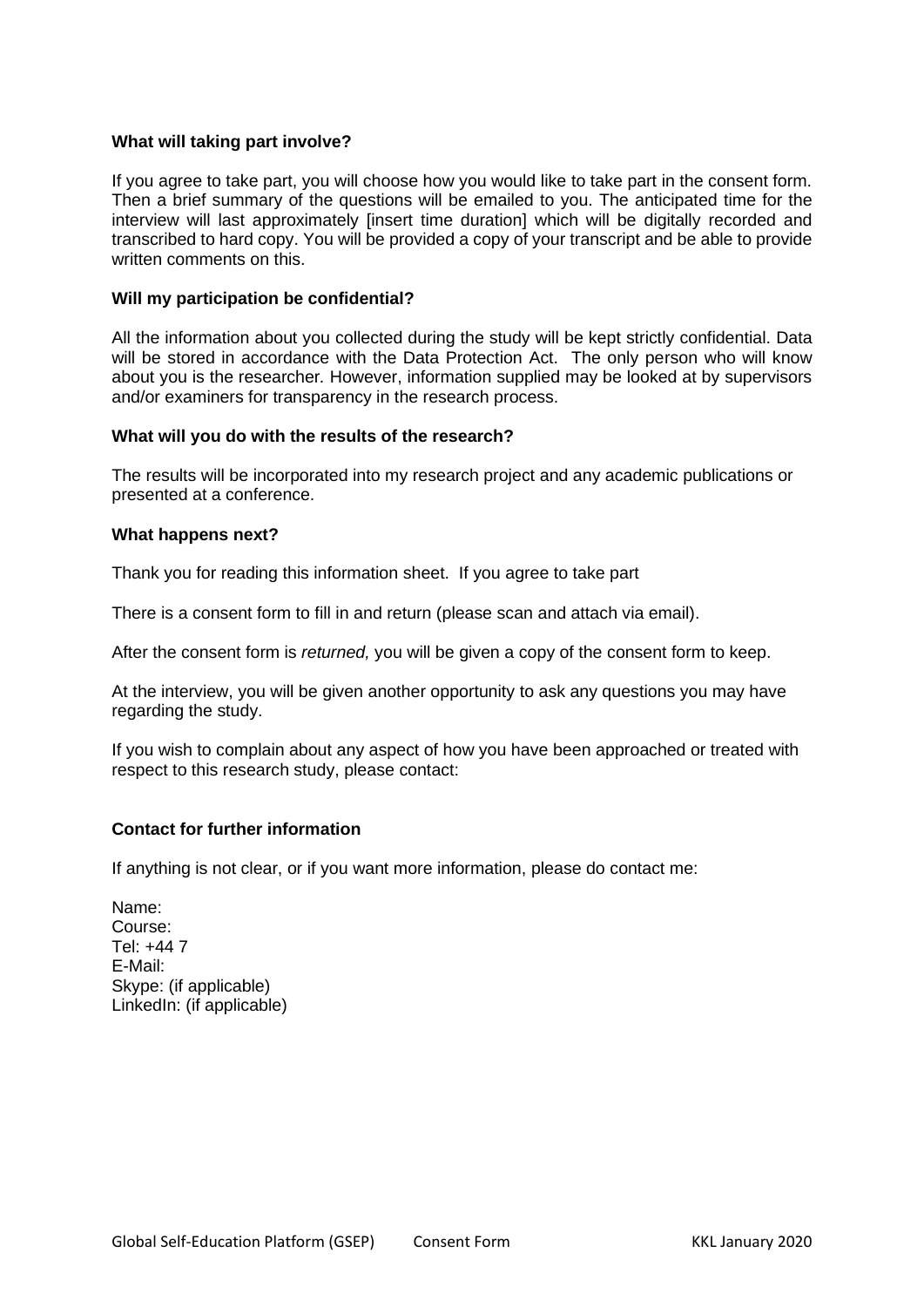### What will taking part involve?

If you agree to take part, you will choose how you would like to take part in the consent form. Then a brief summary of the questions will be emailed to you. The anticipated time for the interview will last approximately [insert time duration] which will be digitally recorded and transcribed to hard copy. You will be provided a copy of your transcript and be able to provide written comments on this.

### Will my participation be confidential?

All the information about you collected during the study will be kept strictly confidential. Data will be stored in accordance with the Data Protection Act. The only person who will know about you is the researcher. However, information supplied may be looked at by supervisors and/or examiners for transparency in the research process.

### What will you do with the results of the research?

The results will be incorporated into my research project and any academic publications or presented at a conference.

### What happens next?

Thank you for reading this information sheet. If you agree to take part

There is a consent form to fill in and return (please scan and attach via email).

After the consent form is *returned,* you will be given a copy of the consent form to keep.

At the interview, you will be given another opportunity to ask any questions you may have regarding the study.

If you wish to complain about any aspect of how you have been approached or treated with respect to this research study, please contact:

### Contact for further information

If anything is not clear, or if you want more information, please do contact me:

Name:
Course:
Tel: +44 7
E-Mail:
Skype: (if applicable)
LinkedIn: (if applicable)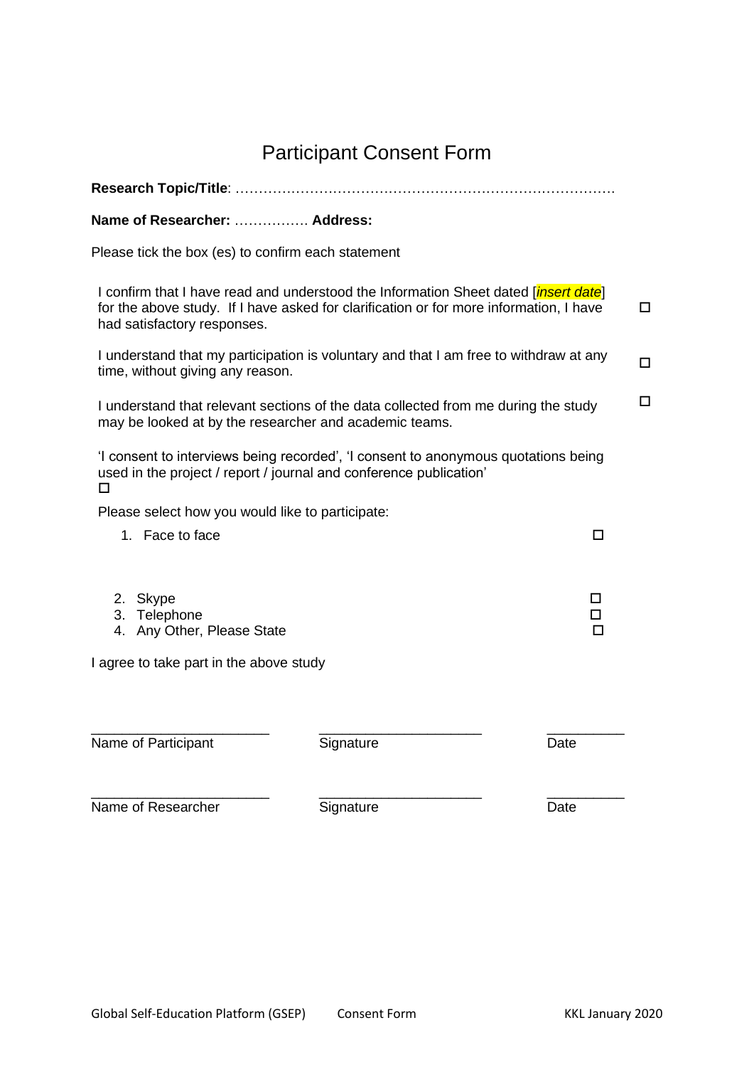# Participant Consent Form

**Research Topic/Title**: ………………………………………………………………………….

**Name of Researcher:** ……………. **Address:**

Please tick the box (es) to confirm each statement

I confirm that I have read and understood the Information Sheet dated [*insert date*] for the above study. If I have asked for clarification or for more information, I have had satisfactory responses. ☐

I understand that my participation is voluntary and that I am free to withdraw at any time, without giving any reason. ☐

I understand that relevant sections of the data collected from me during the study may be looked at by the researcher and academic teams. ☐

'I consent to interviews being recorded', 'I consent to anonymous quotations being used in the project / report / journal and conference publication' ☐

Please select how you would like to participate:

1. Face to face ☐
2. Skype ☐
3. Telephone ☐
4. Any Other, Please State ☐

I agree to take part in the above study

| | | |
|---|---|---|
| \_\_\_\_\_\_\_\_\_\_\_\_\_\_\_\_\_\_\_\_\_\_\_ | \_\_\_\_\_\_\_\_\_\_\_\_\_\_\_\_\_\_\_\_\_ | \_\_\_\_\_\_\_\_\_\_ |
| Name of Participant | Signature | Date |
| \_\_\_\_\_\_\_\_\_\_\_\_\_\_\_\_\_\_\_\_\_\_\_ | \_\_\_\_\_\_\_\_\_\_\_\_\_\_\_\_\_\_\_\_\_ | \_\_\_\_\_\_\_\_\_\_ |
| Name of Researcher | Signature | Date |